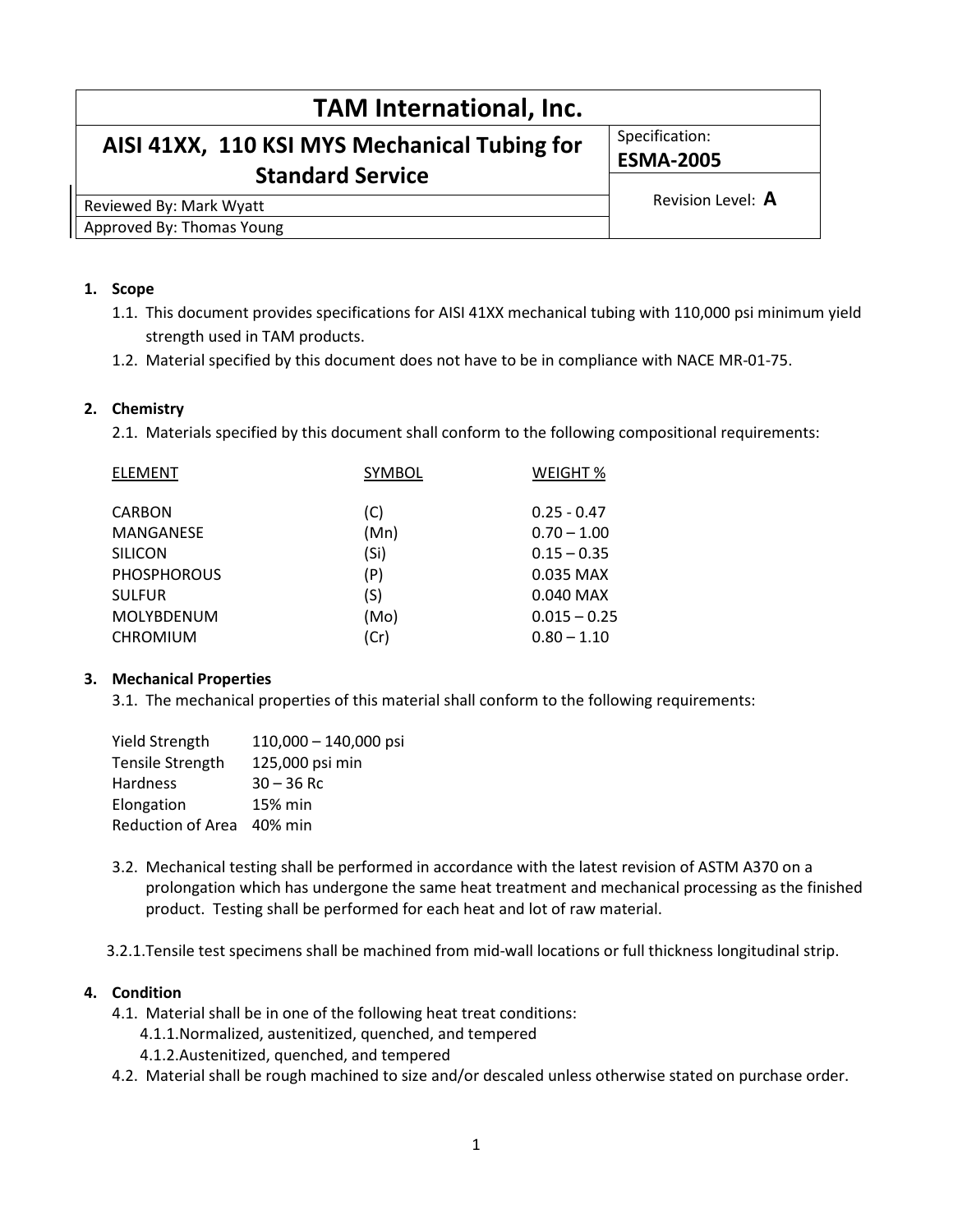| TAM International, Inc. | |
|---|---|
| **AISI 41XX, 110 KSI MYS Mechanical Tubing for Standard Service** | Specification: **ESMA-2005** |
| Reviewed By: Mark Wyatt | Revision Level: **A** |
| Approved By: Thomas Young | |

1. **Scope**
   1.1. This document provides specifications for AISI 41XX mechanical tubing with 110,000 psi minimum yield strength used in TAM products.
   1.2. Material specified by this document does not have to be in compliance with NACE MR-01-75.

2. **Chemistry**
   2.1. Materials specified by this document shall conform to the following compositional requirements:

| ELEMENT | SYMBOL | WEIGHT % |
|---|---|---|
| CARBON | (C) | 0.25 - 0.47 |
| MANGANESE | (Mn) | 0.70 – 1.00 |
| SILICON | (Si) | 0.15 – 0.35 |
| PHOSPHOROUS | (P) | 0.035 MAX |
| SULFUR | (S) | 0.040 MAX |
| MOLYBDENUM | (Mo) | 0.015 – 0.25 |
| CHROMIUM | (Cr) | 0.80 – 1.10 |

3. **Mechanical Properties**
   3.1. The mechanical properties of this material shall conform to the following requirements:

| | |
|---|---|
| Yield Strength | 110,000 – 140,000 psi |
| Tensile Strength | 125,000 psi min |
| Hardness | 30 – 36 Rc |
| Elongation | 15% min |
| Reduction of Area | 40% min |

   3.2. Mechanical testing shall be performed in accordance with the latest revision of ASTM A370 on a prolongation which has undergone the same heat treatment and mechanical processing as the finished product. Testing shall be performed for each heat and lot of raw material.

   3.2.1. Tensile test specimens shall be machined from mid-wall locations or full thickness longitudinal strip.

4. **Condition**
   4.1. Material shall be in one of the following heat treat conditions:
      4.1.1. Normalized, austenitized, quenched, and tempered
      4.1.2. Austenitized, quenched, and tempered
   4.2. Material shall be rough machined to size and/or descaled unless otherwise stated on purchase order.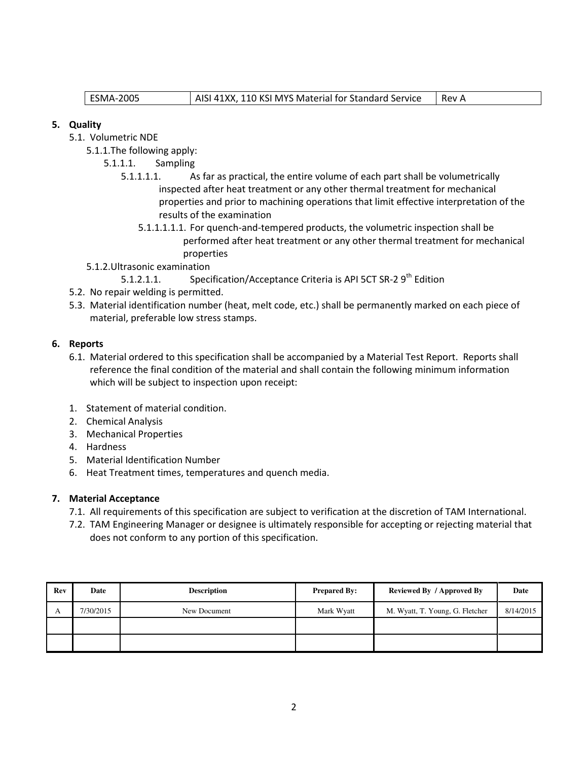| ESMA-2005 | AISI 41XX, 110 KSI MYS Material for Standard Service | Rev A |
|---|---|---|

**5. Quality**

5.1. Volumetric NDE

5.1.1. The following apply:

5.1.1.1. Sampling

5.1.1.1.1. As far as practical, the entire volume of each part shall be volumetrically inspected after heat treatment or any other thermal treatment for mechanical properties and prior to machining operations that limit effective interpretation of the results of the examination

5.1.1.1.1.1. For quench-and-tempered products, the volumetric inspection shall be performed after heat treatment or any other thermal treatment for mechanical properties

5.1.2. Ultrasonic examination

5.1.2.1.1. Specification/Acceptance Criteria is API 5CT SR-2 9th Edition

5.2. No repair welding is permitted.

5.3. Material identification number (heat, melt code, etc.) shall be permanently marked on each piece of material, preferable low stress stamps.

**6. Reports**

6.1. Material ordered to this specification shall be accompanied by a Material Test Report. Reports shall reference the final condition of the material and shall contain the following minimum information which will be subject to inspection upon receipt:

1. Statement of material condition.
2. Chemical Analysis
3. Mechanical Properties
4. Hardness
5. Material Identification Number
6. Heat Treatment times, temperatures and quench media.

**7. Material Acceptance**

7.1. All requirements of this specification are subject to verification at the discretion of TAM International.

7.2. TAM Engineering Manager or designee is ultimately responsible for accepting or rejecting material that does not conform to any portion of this specification.

| Rev | Date | Description | Prepared By: | Reviewed By / Approved By | Date |
|---|---|---|---|---|---|
| A | 7/30/2015 | New Document | Mark Wyatt | M. Wyatt, T. Young, G. Fletcher | 8/14/2015 |
| | | | | | |
| | | | | | |